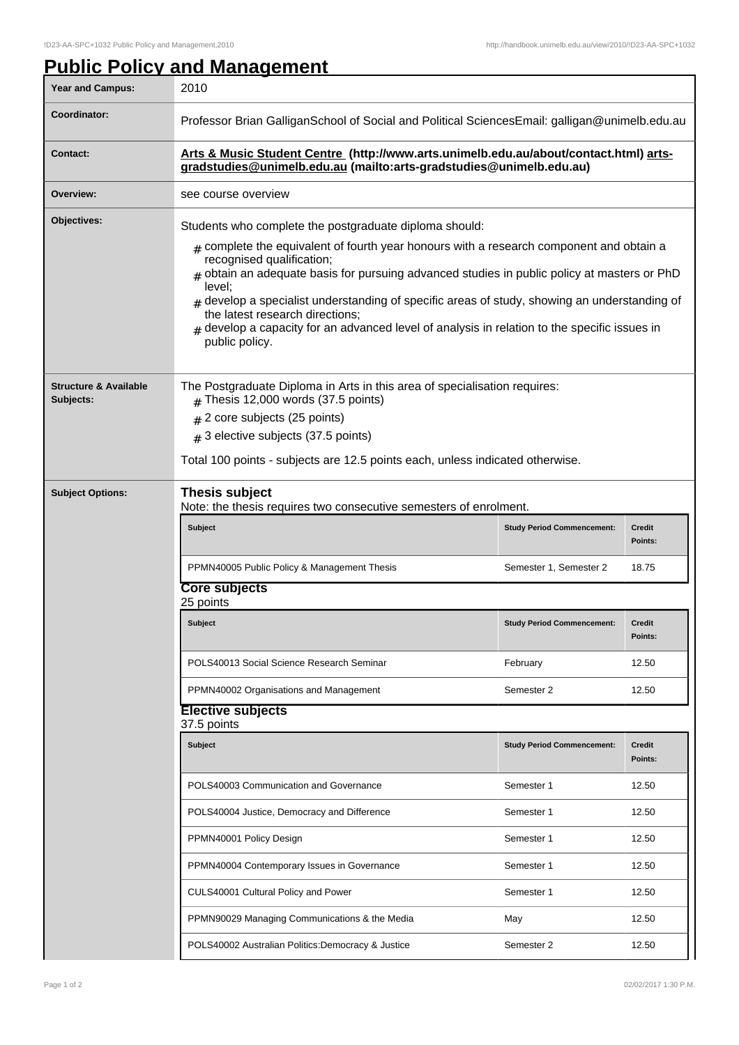# Public Policy and Management

| | |
|---|---|
| **Year and Campus:** | 2010 |
| **Coordinator:** | Professor Brian GalliganSchool of Social and Political SciencesEmail: galligan@unimelb.edu.au |
| **Contact:** | **Arts & Music Student Centre (http://www.arts.unimelb.edu.au/about/contact.html) arts-gradstudies@unimelb.edu.au (mailto:arts-gradstudies@unimelb.edu.au)** |
| **Overview:** | see course overview |
| **Objectives:** | Students who complete the postgraduate diploma should:<br># complete the equivalent of fourth year honours with a research component and obtain a recognised qualification;<br># obtain an adequate basis for pursuing advanced studies in public policy at masters or PhD level;<br># develop a specialist understanding of specific areas of study, showing an understanding of the latest research directions;<br># develop a capacity for an advanced level of analysis in relation to the specific issues in public policy. |
| **Structure & Available Subjects:** | The Postgraduate Diploma in Arts in this area of specialisation requires:<br># Thesis 12,000 words (37.5 points)<br># 2 core subjects (25 points)<br># 3 elective subjects (37.5 points)<br>Total 100 points - subjects are 12.5 points each, unless indicated otherwise. |

**Subject Options:**

### Thesis subject

Note: the thesis requires two consecutive semesters of enrolment.

| Subject | Study Period Commencement: | Credit Points: |
|---|---|---|
| PPMN40005 Public Policy & Management Thesis | Semester 1, Semester 2 | 18.75 |

### Core subjects

25 points

| Subject | Study Period Commencement: | Credit Points: |
|---|---|---|
| POLS40013 Social Science Research Seminar | February | 12.50 |
| PPMN40002 Organisations and Management | Semester 2 | 12.50 |

### Elective subjects

37.5 points

| Subject | Study Period Commencement: | Credit Points: |
|---|---|---|
| POLS40003 Communication and Governance | Semester 1 | 12.50 |
| POLS40004 Justice, Democracy and Difference | Semester 1 | 12.50 |
| PPMN40001 Policy Design | Semester 1 | 12.50 |
| PPMN40004 Contemporary Issues in Governance | Semester 1 | 12.50 |
| CULS40001 Cultural Policy and Power | Semester 1 | 12.50 |
| PPMN90029 Managing Communications & the Media | May | 12.50 |
| POLS40002 Australian Politics:Democracy & Justice | Semester 2 | 12.50 |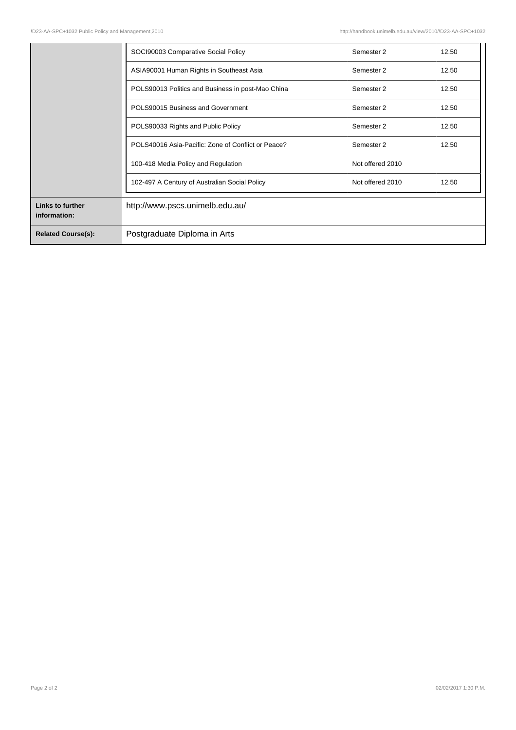| | | | |
|---|---|---|---|
| | SOCI90003 Comparative Social Policy | Semester 2 | 12.50 |
| | ASIA90001 Human Rights in Southeast Asia | Semester 2 | 12.50 |
| | POLS90013 Politics and Business in post-Mao China | Semester 2 | 12.50 |
| | POLS90015 Business and Government | Semester 2 | 12.50 |
| | POLS90033 Rights and Public Policy | Semester 2 | 12.50 |
| | POLS40016 Asia-Pacific: Zone of Conflict or Peace? | Semester 2 | 12.50 |
| | 100-418 Media Policy and Regulation | Not offered 2010 | |
| | 102-497 A Century of Australian Social Policy | Not offered 2010 | 12.50 |
| **Links to further information:** | http://www.pscs.unimelb.edu.au/ | | |
| **Related Course(s):** | Postgraduate Diploma in Arts | | |